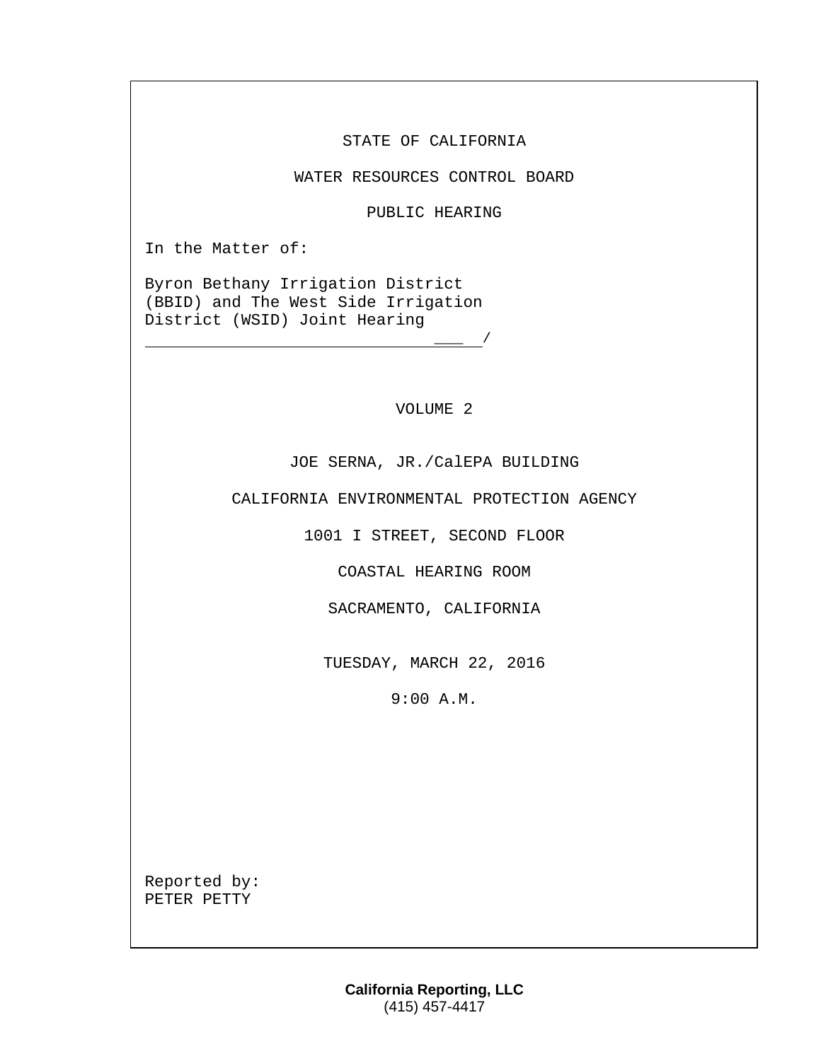STATE OF CALIFORNIA

WATER RESOURCES CONTROL BOARD

PUBLIC HEARING

In the Matter of:

Byron Bethany Irrigation District (BBID) and The West Side Irrigation District (WSID) Joint Hearing
_______________________________________/

VOLUME 2

JOE SERNA, JR./CalEPA BUILDING

CALIFORNIA ENVIRONMENTAL PROTECTION AGENCY

1001 I STREET, SECOND FLOOR

COASTAL HEARING ROOM

SACRAMENTO, CALIFORNIA

TUESDAY, MARCH 22, 2016

9:00 A.M.

Reported by:
PETER PETTY

**California Reporting, LLC**
(415) 457-4417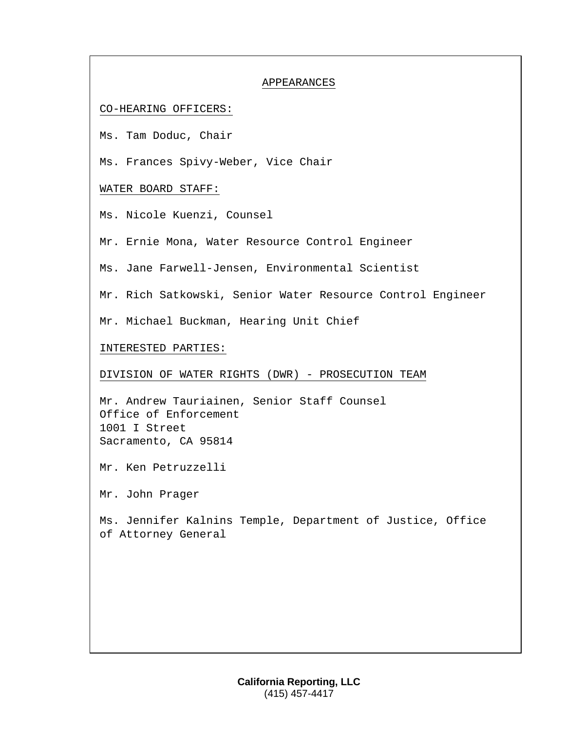# APPEARANCES

## CO-HEARING OFFICERS:

Ms. Tam Doduc, Chair

Ms. Frances Spivy-Weber, Vice Chair

## WATER BOARD STAFF:

Ms. Nicole Kuenzi, Counsel

Mr. Ernie Mona, Water Resource Control Engineer

Ms. Jane Farwell-Jensen, Environmental Scientist

Mr. Rich Satkowski, Senior Water Resource Control Engineer

Mr. Michael Buckman, Hearing Unit Chief

## INTERESTED PARTIES:

### DIVISION OF WATER RIGHTS (DWR) - PROSECUTION TEAM

Mr. Andrew Tauriainen, Senior Staff Counsel
Office of Enforcement
1001 I Street
Sacramento, CA 95814

Mr. Ken Petruzzelli

Mr. John Prager

Ms. Jennifer Kalnins Temple, Department of Justice, Office of Attorney General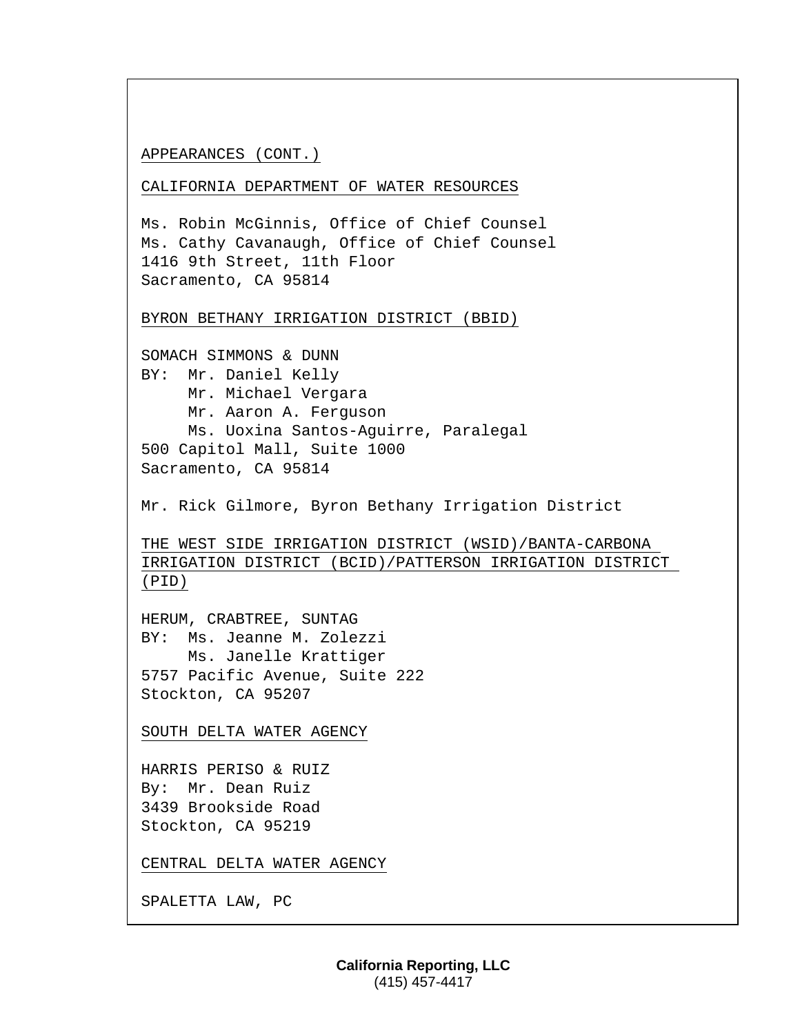APPEARANCES (CONT.)

CALIFORNIA DEPARTMENT OF WATER RESOURCES

Ms. Robin McGinnis, Office of Chief Counsel
Ms. Cathy Cavanaugh, Office of Chief Counsel
1416 9th Street, 11th Floor
Sacramento, CA 95814

BYRON BETHANY IRRIGATION DISTRICT (BBID)

SOMACH SIMMONS & DUNN
BY: Mr. Daniel Kelly
Mr. Michael Vergara
Mr. Aaron A. Ferguson
Ms. Uoxina Santos-Aguirre, Paralegal
500 Capitol Mall, Suite 1000
Sacramento, CA 95814

Mr. Rick Gilmore, Byron Bethany Irrigation District

THE WEST SIDE IRRIGATION DISTRICT (WSID)/BANTA-CARBONA IRRIGATION DISTRICT (BCID)/PATTERSON IRRIGATION DISTRICT (PID)

HERUM, CRABTREE, SUNTAG
BY: Ms. Jeanne M. Zolezzi
Ms. Janelle Krattiger
5757 Pacific Avenue, Suite 222
Stockton, CA 95207

SOUTH DELTA WATER AGENCY

HARRIS PERISO & RUIZ
By: Mr. Dean Ruiz
3439 Brookside Road
Stockton, CA 95219

CENTRAL DELTA WATER AGENCY

SPALETTA LAW, PC

California Reporting, LLC
(415) 457-4417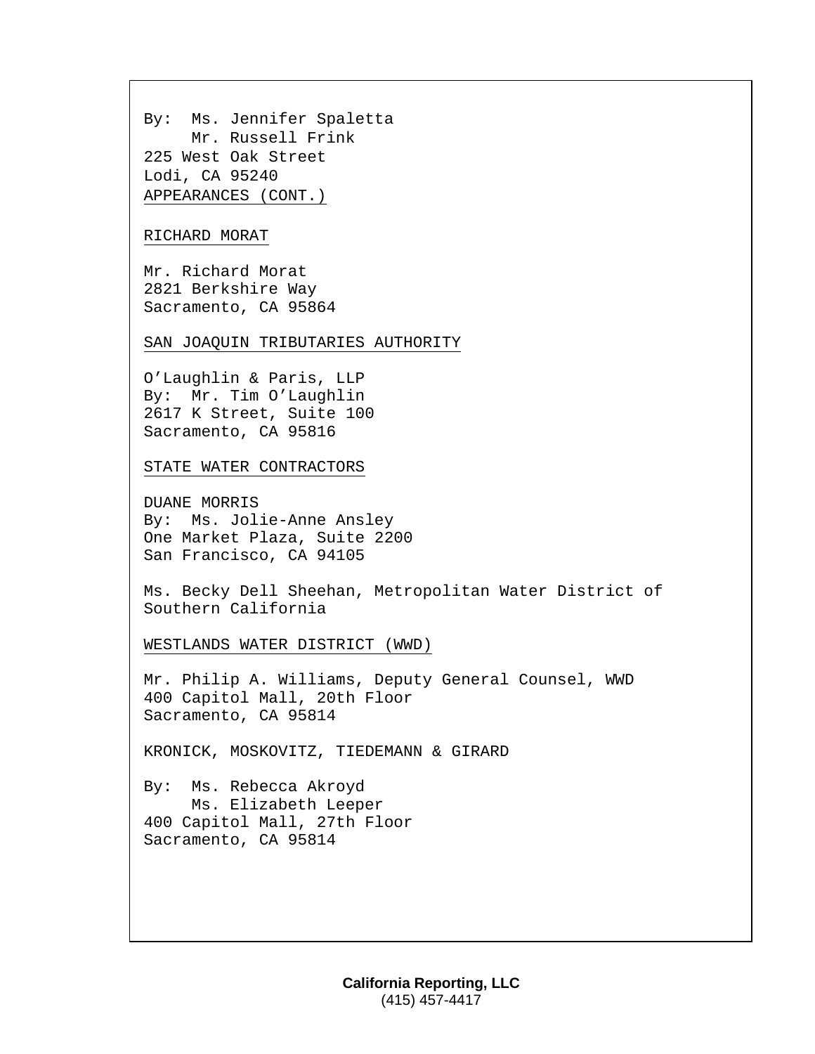By: Ms. Jennifer Spaletta
Mr. Russell Frink
225 West Oak Street
Lodi, CA 95240

APPEARANCES (CONT.)

RICHARD MORAT

Mr. Richard Morat
2821 Berkshire Way
Sacramento, CA 95864

SAN JOAQUIN TRIBUTARIES AUTHORITY

O'Laughlin & Paris, LLP
By: Mr. Tim O'Laughlin
2617 K Street, Suite 100
Sacramento, CA 95816

STATE WATER CONTRACTORS

DUANE MORRIS
By: Ms. Jolie-Anne Ansley
One Market Plaza, Suite 2200
San Francisco, CA 94105

Ms. Becky Dell Sheehan, Metropolitan Water District of Southern California

WESTLANDS WATER DISTRICT (WWD)

Mr. Philip A. Williams, Deputy General Counsel, WWD
400 Capitol Mall, 20th Floor
Sacramento, CA 95814

KRONICK, MOSKOVITZ, TIEDEMANN & GIRARD

By: Ms. Rebecca Akroyd
Ms. Elizabeth Leeper
400 Capitol Mall, 27th Floor
Sacramento, CA 95814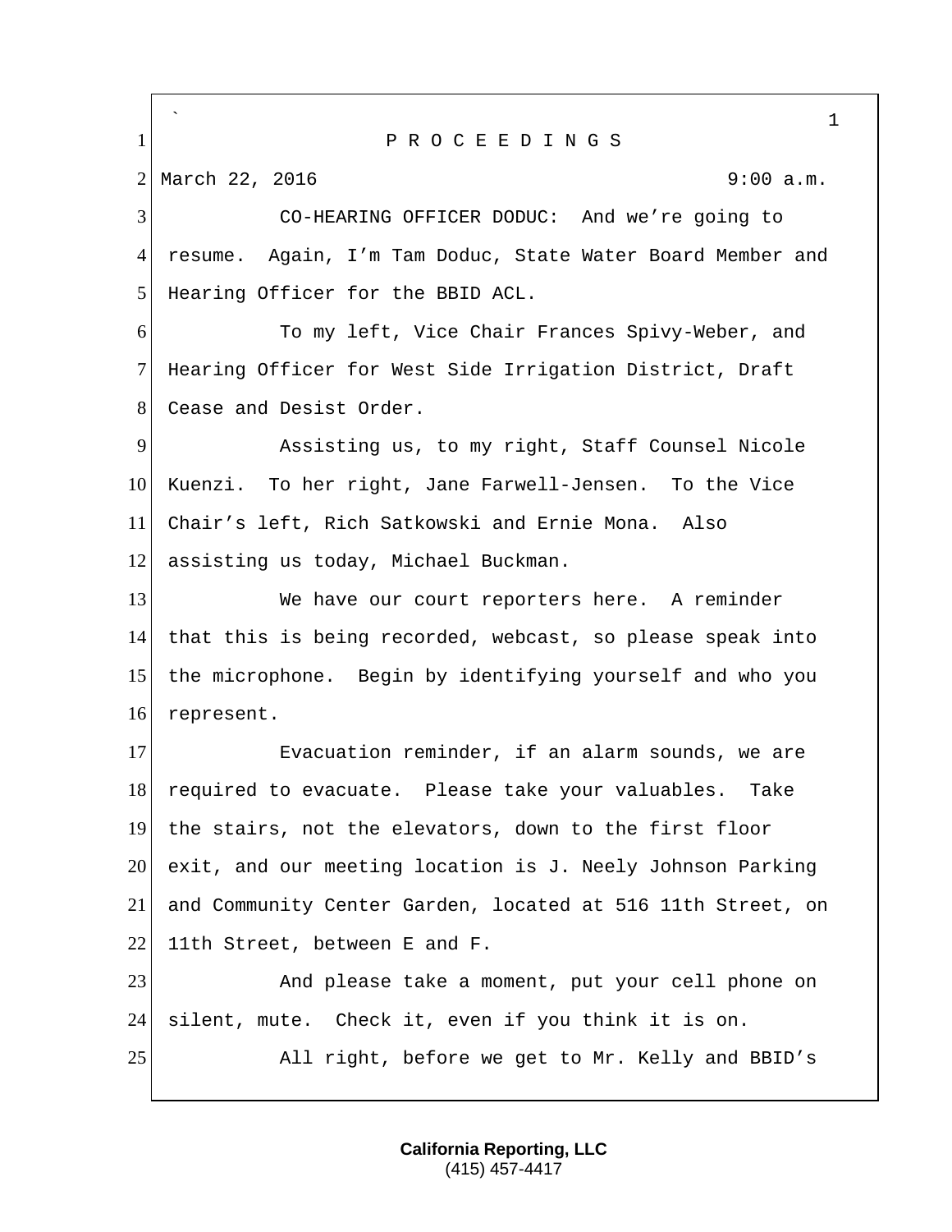P R O C E E D I N G S

March 22, 2016 9:00 a.m.

CO-HEARING OFFICER DODUC: And we're going to resume. Again, I'm Tam Doduc, State Water Board Member and Hearing Officer for the BBID ACL.

To my left, Vice Chair Frances Spivy-Weber, and Hearing Officer for West Side Irrigation District, Draft Cease and Desist Order.

Assisting us, to my right, Staff Counsel Nicole Kuenzi. To her right, Jane Farwell-Jensen. To the Vice Chair's left, Rich Satkowski and Ernie Mona. Also assisting us today, Michael Buckman.

We have our court reporters here. A reminder that this is being recorded, webcast, so please speak into the microphone. Begin by identifying yourself and who you represent.

Evacuation reminder, if an alarm sounds, we are required to evacuate. Please take your valuables. Take the stairs, not the elevators, down to the first floor exit, and our meeting location is J. Neely Johnson Parking and Community Center Garden, located at 516 11th Street, on 11th Street, between E and F.

And please take a moment, put your cell phone on silent, mute. Check it, even if you think it is on.

All right, before we get to Mr. Kelly and BBID's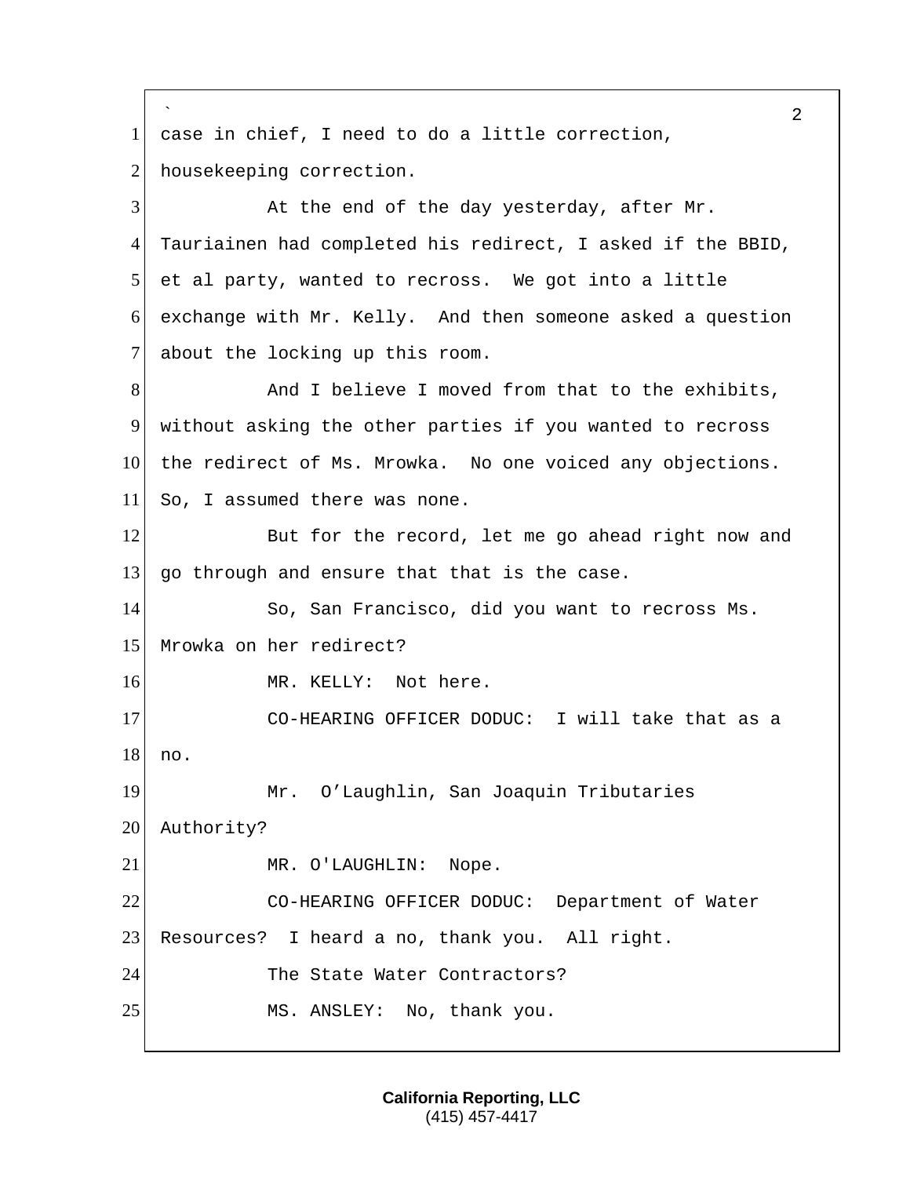case in chief, I need to do a little correction, housekeeping correction.

At the end of the day yesterday, after Mr. Tauriainen had completed his redirect, I asked if the BBID, et al party, wanted to recross. We got into a little exchange with Mr. Kelly. And then someone asked a question about the locking up this room.

And I believe I moved from that to the exhibits, without asking the other parties if you wanted to recross the redirect of Ms. Mrowka. No one voiced any objections. So, I assumed there was none.

But for the record, let me go ahead right now and go through and ensure that that is the case.

So, San Francisco, did you want to recross Ms. Mrowka on her redirect?

MR. KELLY: Not here.

CO-HEARING OFFICER DODUC: I will take that as a no.

Mr. O’Laughlin, San Joaquin Tributaries Authority?

MR. O'LAUGHLIN: Nope.

CO-HEARING OFFICER DODUC: Department of Water Resources? I heard a no, thank you. All right.

The State Water Contractors?

MS. ANSLEY: No, thank you.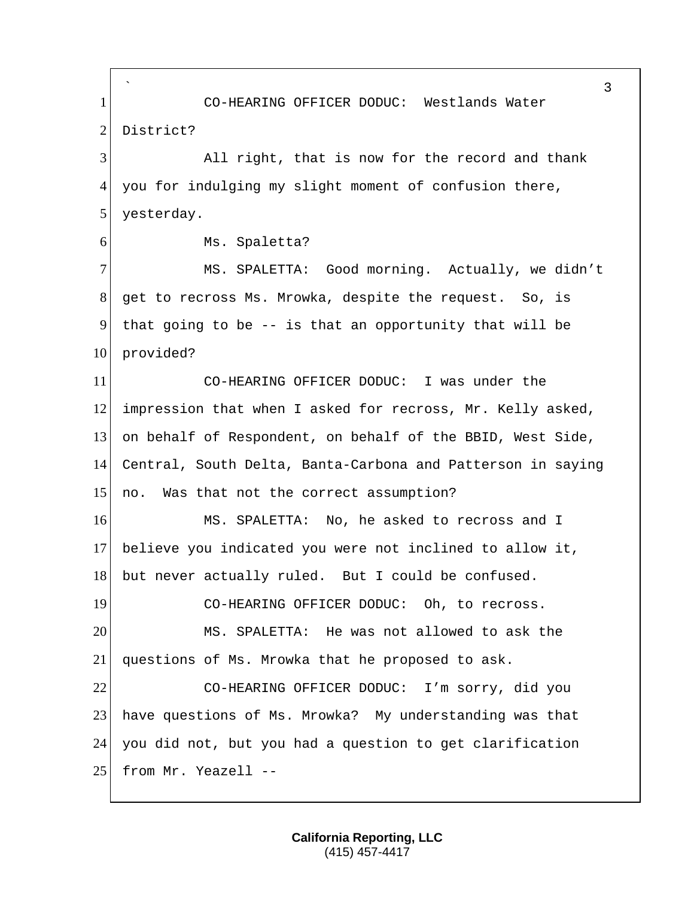CO-HEARING OFFICER DODUC: Westlands Water District?

All right, that is now for the record and thank you for indulging my slight moment of confusion there, yesterday.

Ms. Spaletta?

MS. SPALETTA: Good morning. Actually, we didn't get to recross Ms. Mrowka, despite the request. So, is that going to be -- is that an opportunity that will be provided?

CO-HEARING OFFICER DODUC: I was under the impression that when I asked for recross, Mr. Kelly asked, on behalf of Respondent, on behalf of the BBID, West Side, Central, South Delta, Banta-Carbona and Patterson in saying no. Was that not the correct assumption?

MS. SPALETTA: No, he asked to recross and I believe you indicated you were not inclined to allow it, but never actually ruled. But I could be confused.

CO-HEARING OFFICER DODUC: Oh, to recross.

MS. SPALETTA: He was not allowed to ask the questions of Ms. Mrowka that he proposed to ask.

CO-HEARING OFFICER DODUC: I'm sorry, did you have questions of Ms. Mrowka? My understanding was that you did not, but you had a question to get clarification from Mr. Yeazell --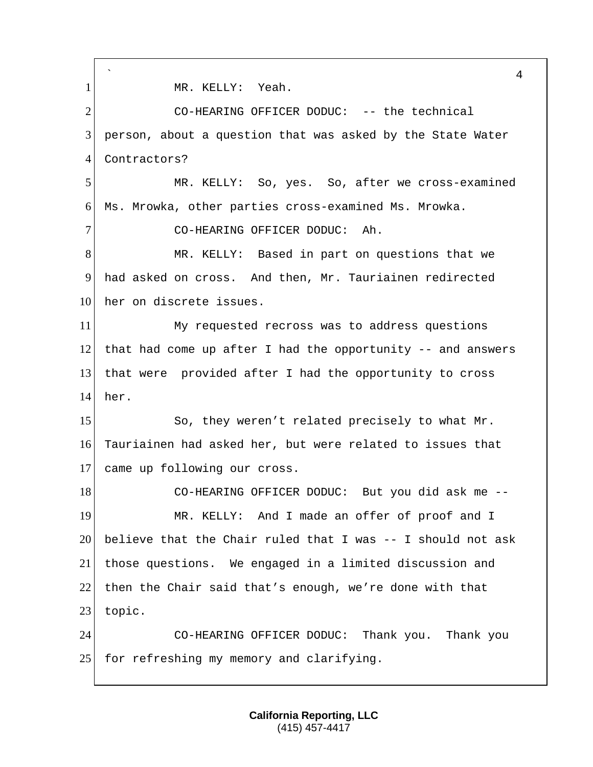MR. KELLY: Yeah.

CO-HEARING OFFICER DODUC: -- the technical person, about a question that was asked by the State Water Contractors?

MR. KELLY: So, yes. So, after we cross-examined Ms. Mrowka, other parties cross-examined Ms. Mrowka.

CO-HEARING OFFICER DODUC: Ah.

MR. KELLY: Based in part on questions that we had asked on cross. And then, Mr. Tauriainen redirected her on discrete issues.

My requested recross was to address questions that had come up after I had the opportunity -- and answers that were provided after I had the opportunity to cross her.

So, they weren't related precisely to what Mr. Tauriainen had asked her, but were related to issues that came up following our cross.

CO-HEARING OFFICER DODUC: But you did ask me --

MR. KELLY: And I made an offer of proof and I believe that the Chair ruled that I was -- I should not ask those questions. We engaged in a limited discussion and then the Chair said that's enough, we're done with that topic.

CO-HEARING OFFICER DODUC: Thank you. Thank you for refreshing my memory and clarifying.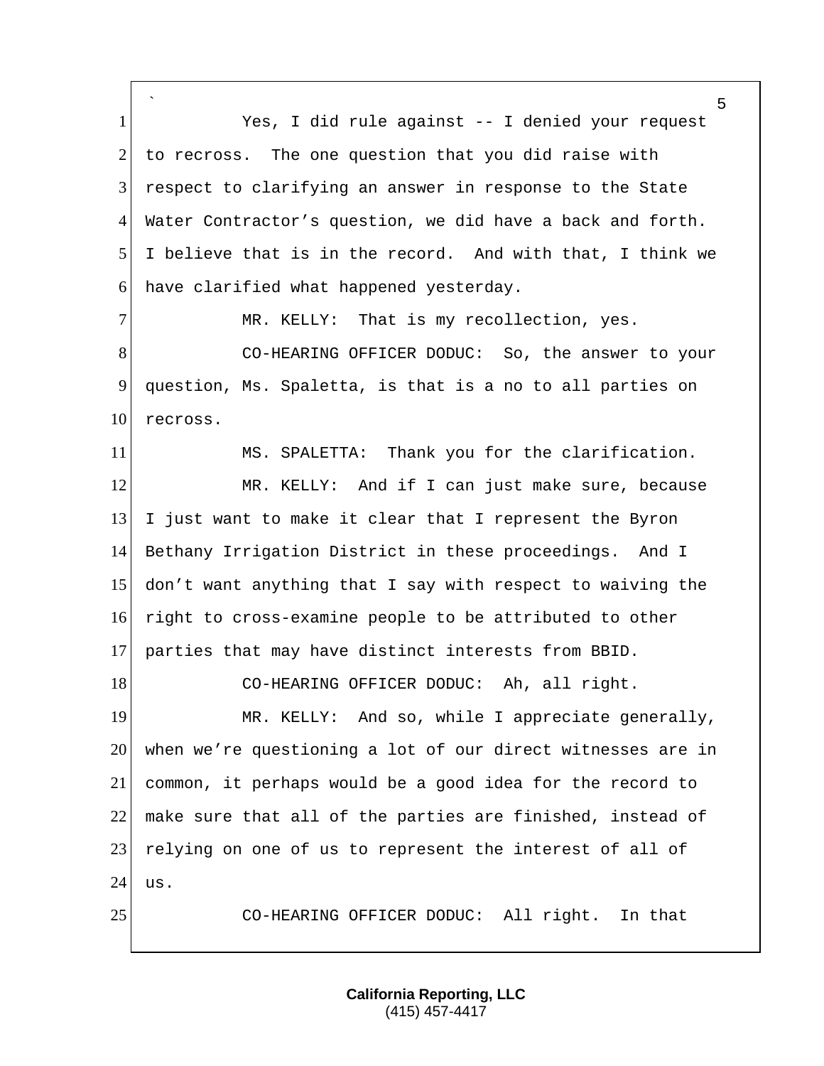Yes, I did rule against -- I denied your request to recross. The one question that you did raise with respect to clarifying an answer in response to the State Water Contractor's question, we did have a back and forth. I believe that is in the record. And with that, I think we have clarified what happened yesterday.

MR. KELLY: That is my recollection, yes.

CO-HEARING OFFICER DODUC: So, the answer to your question, Ms. Spaletta, is that is a no to all parties on recross.

MS. SPALETTA: Thank you for the clarification.

MR. KELLY: And if I can just make sure, because I just want to make it clear that I represent the Byron Bethany Irrigation District in these proceedings. And I don't want anything that I say with respect to waiving the right to cross-examine people to be attributed to other parties that may have distinct interests from BBID.

CO-HEARING OFFICER DODUC: Ah, all right.

MR. KELLY: And so, while I appreciate generally, when we're questioning a lot of our direct witnesses are in common, it perhaps would be a good idea for the record to make sure that all of the parties are finished, instead of relying on one of us to represent the interest of all of us.

CO-HEARING OFFICER DODUC: All right. In that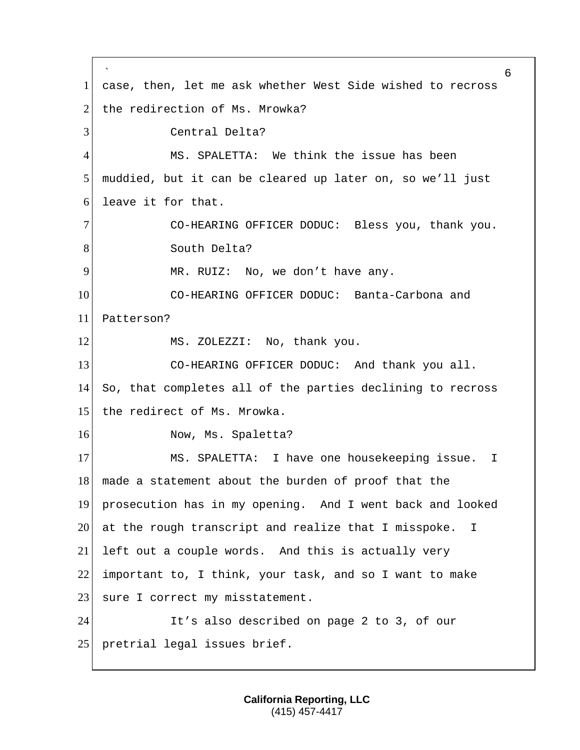case, then, let me ask whether West Side wished to recross the redirection of Ms. Mrowka?

Central Delta?

MS. SPALETTA: We think the issue has been muddied, but it can be cleared up later on, so we'll just leave it for that.

CO-HEARING OFFICER DODUC: Bless you, thank you.

South Delta?

MR. RUIZ: No, we don't have any.

CO-HEARING OFFICER DODUC: Banta-Carbona and Patterson?

MS. ZOLEZZI: No, thank you.

CO-HEARING OFFICER DODUC: And thank you all. So, that completes all of the parties declining to recross the redirect of Ms. Mrowka.

Now, Ms. Spaletta?

MS. SPALETTA: I have one housekeeping issue. I made a statement about the burden of proof that the prosecution has in my opening. And I went back and looked at the rough transcript and realize that I misspoke. I left out a couple words. And this is actually very important to, I think, your task, and so I want to make sure I correct my misstatement.

It's also described on page 2 to 3, of our pretrial legal issues brief.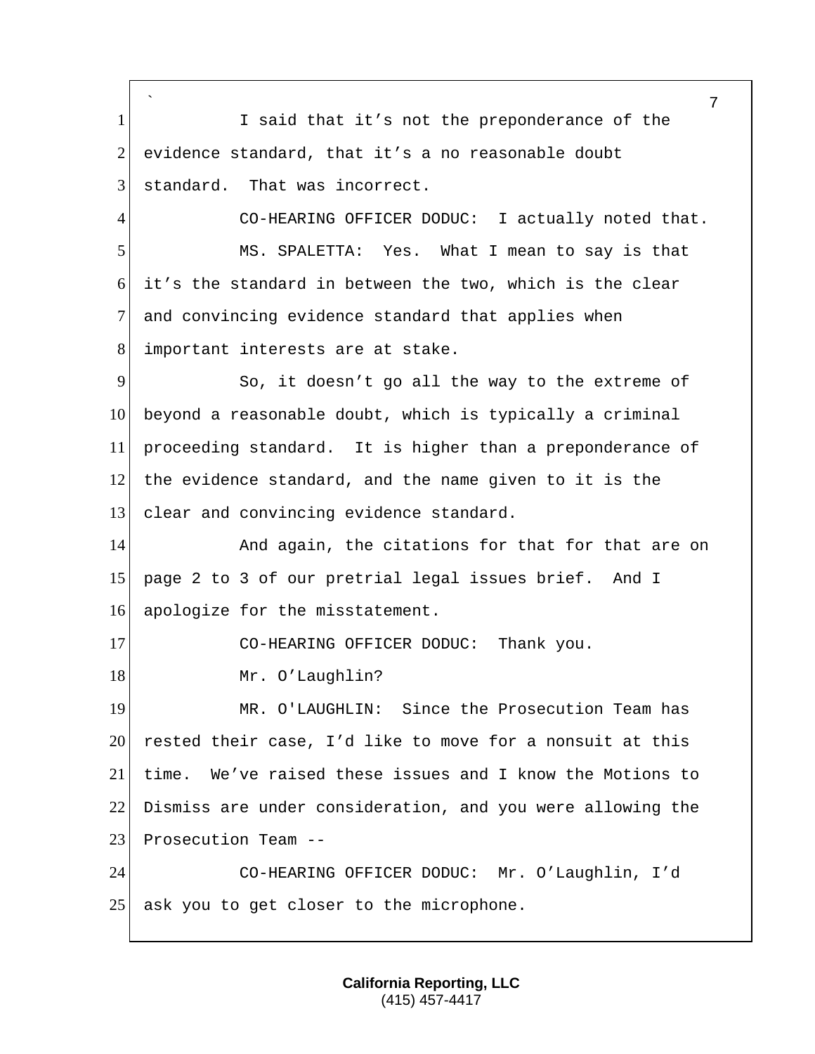I said that it's not the preponderance of the evidence standard, that it's a no reasonable doubt standard. That was incorrect.

CO-HEARING OFFICER DODUC: I actually noted that.

MS. SPALETTA: Yes. What I mean to say is that it's the standard in between the two, which is the clear and convincing evidence standard that applies when important interests are at stake.

So, it doesn't go all the way to the extreme of beyond a reasonable doubt, which is typically a criminal proceeding standard. It is higher than a preponderance of the evidence standard, and the name given to it is the clear and convincing evidence standard.

And again, the citations for that for that are on page 2 to 3 of our pretrial legal issues brief. And I apologize for the misstatement.

CO-HEARING OFFICER DODUC: Thank you.

Mr. O'Laughlin?

MR. O'LAUGHLIN: Since the Prosecution Team has rested their case, I'd like to move for a nonsuit at this time. We've raised these issues and I know the Motions to Dismiss are under consideration, and you were allowing the Prosecution Team --

CO-HEARING OFFICER DODUC: Mr. O'Laughlin, I'd ask you to get closer to the microphone.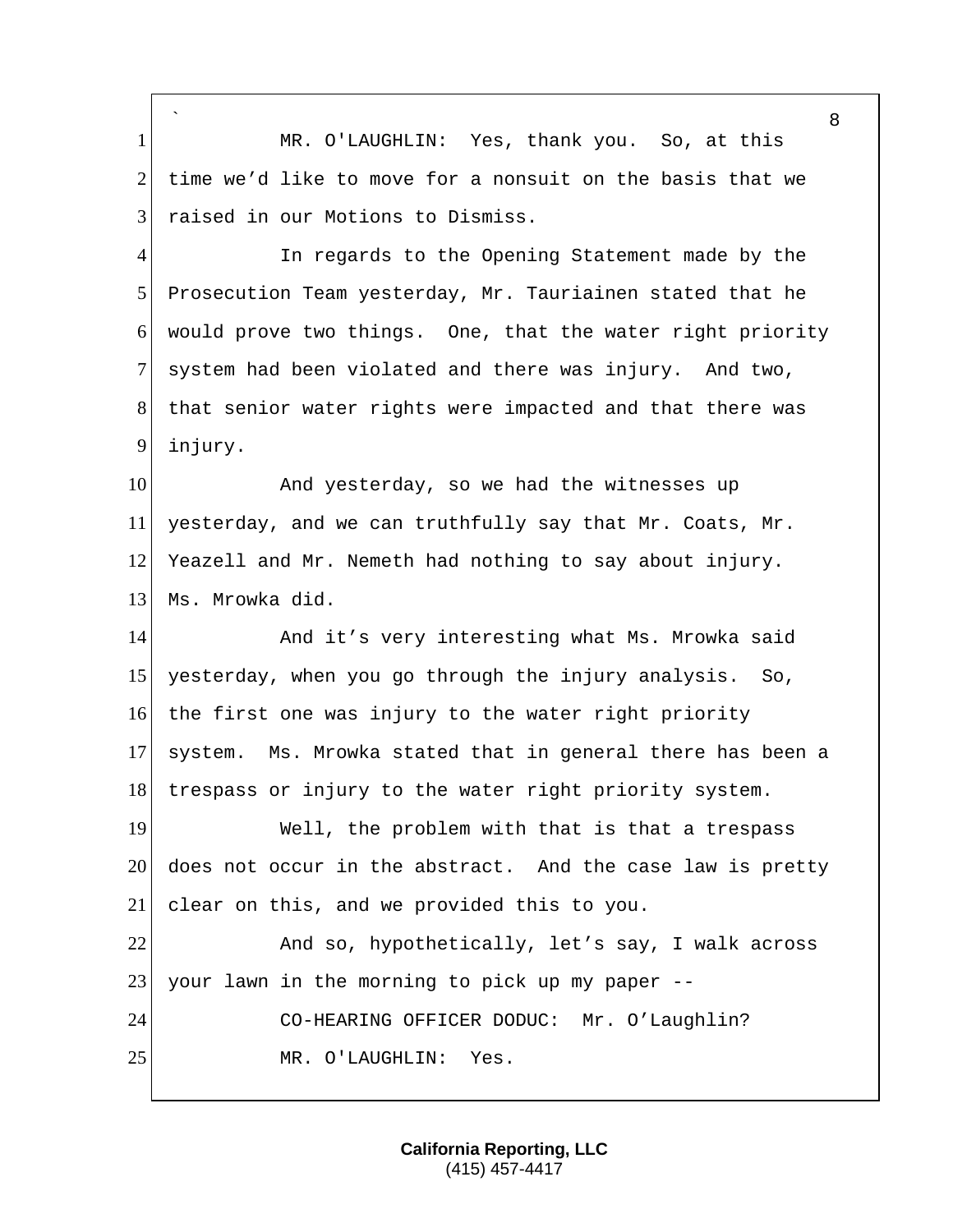MR. O'LAUGHLIN: Yes, thank you. So, at this time we'd like to move for a nonsuit on the basis that we raised in our Motions to Dismiss.

In regards to the Opening Statement made by the Prosecution Team yesterday, Mr. Tauriainen stated that he would prove two things. One, that the water right priority system had been violated and there was injury. And two, that senior water rights were impacted and that there was injury.

And yesterday, so we had the witnesses up yesterday, and we can truthfully say that Mr. Coats, Mr. Yeazell and Mr. Nemeth had nothing to say about injury. Ms. Mrowka did.

And it's very interesting what Ms. Mrowka said yesterday, when you go through the injury analysis. So, the first one was injury to the water right priority system. Ms. Mrowka stated that in general there has been a trespass or injury to the water right priority system.

Well, the problem with that is that a trespass does not occur in the abstract. And the case law is pretty clear on this, and we provided this to you.

And so, hypothetically, let's say, I walk across your lawn in the morning to pick up my paper --

CO-HEARING OFFICER DODUC: Mr. O'Laughlin?

MR. O'LAUGHLIN: Yes.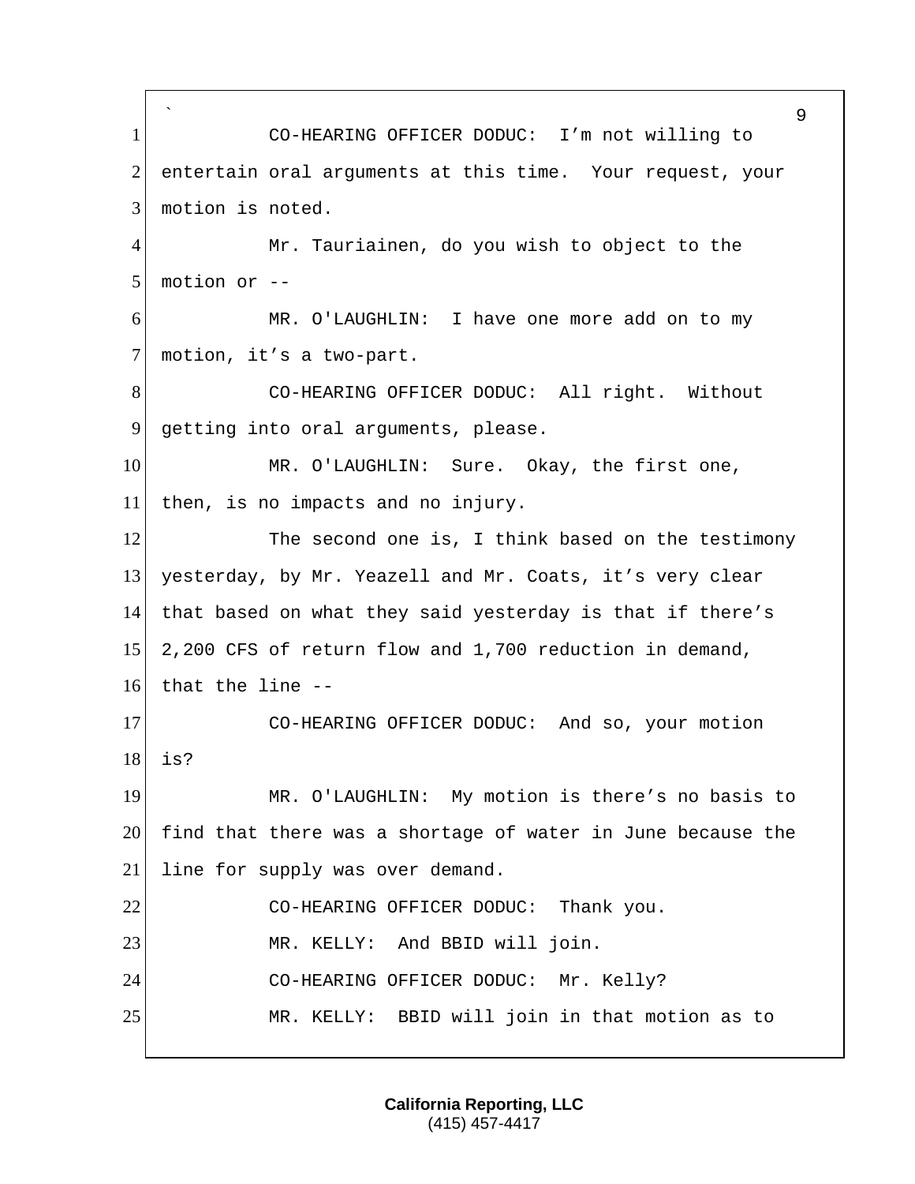CO-HEARING OFFICER DODUC: I'm not willing to entertain oral arguments at this time. Your request, your motion is noted.

Mr. Tauriainen, do you wish to object to the motion or --

MR. O'LAUGHLIN: I have one more add on to my motion, it's a two-part.

CO-HEARING OFFICER DODUC: All right. Without getting into oral arguments, please.

MR. O'LAUGHLIN: Sure. Okay, the first one, then, is no impacts and no injury.

The second one is, I think based on the testimony yesterday, by Mr. Yeazell and Mr. Coats, it's very clear that based on what they said yesterday is that if there's 2,200 CFS of return flow and 1,700 reduction in demand, that the line --

CO-HEARING OFFICER DODUC: And so, your motion is?

MR. O'LAUGHLIN: My motion is there's no basis to find that there was a shortage of water in June because the line for supply was over demand.

CO-HEARING OFFICER DODUC: Thank you.

MR. KELLY: And BBID will join.

CO-HEARING OFFICER DODUC: Mr. Kelly?

MR. KELLY: BBID will join in that motion as to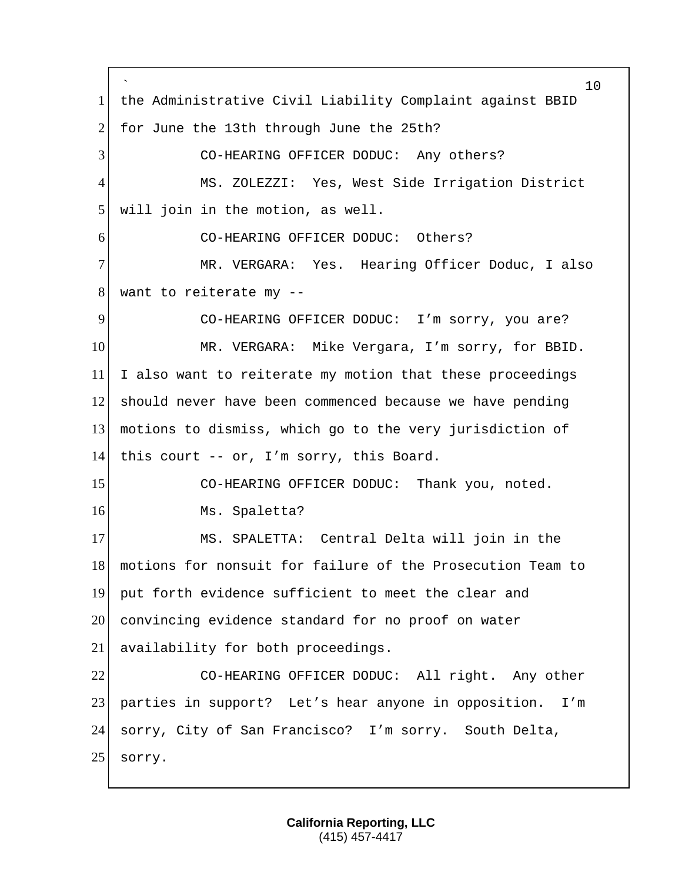the Administrative Civil Liability Complaint against BBID for June the 13th through June the 25th?

CO-HEARING OFFICER DODUC: Any others?

MS. ZOLEZZI: Yes, West Side Irrigation District will join in the motion, as well.

CO-HEARING OFFICER DODUC: Others?

MR. VERGARA: Yes. Hearing Officer Doduc, I also want to reiterate my --

CO-HEARING OFFICER DODUC: I'm sorry, you are?

MR. VERGARA: Mike Vergara, I'm sorry, for BBID. I also want to reiterate my motion that these proceedings should never have been commenced because we have pending motions to dismiss, which go to the very jurisdiction of this court -- or, I'm sorry, this Board.

CO-HEARING OFFICER DODUC: Thank you, noted.

Ms. Spaletta?

MS. SPALETTA: Central Delta will join in the motions for nonsuit for failure of the Prosecution Team to put forth evidence sufficient to meet the clear and convincing evidence standard for no proof on water availability for both proceedings.

CO-HEARING OFFICER DODUC: All right. Any other parties in support? Let's hear anyone in opposition. I'm sorry, City of San Francisco? I'm sorry. South Delta, sorry.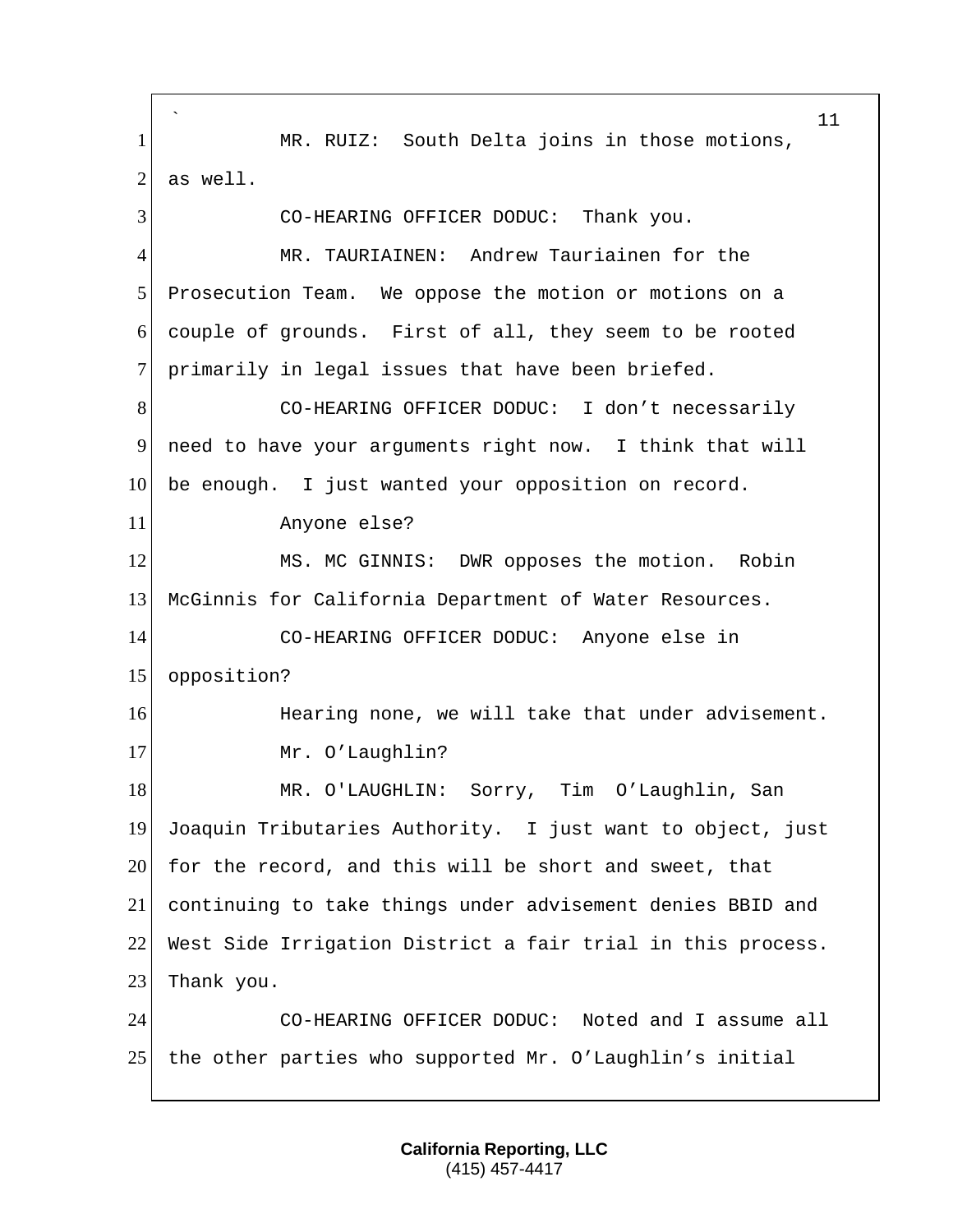MR. RUIZ: South Delta joins in those motions, as well.

CO-HEARING OFFICER DODUC: Thank you.

MR. TAURIAINEN: Andrew Tauriainen for the Prosecution Team. We oppose the motion or motions on a couple of grounds. First of all, they seem to be rooted primarily in legal issues that have been briefed.

CO-HEARING OFFICER DODUC: I don't necessarily need to have your arguments right now. I think that will be enough. I just wanted your opposition on record.

Anyone else?

MS. MC GINNIS: DWR opposes the motion. Robin McGinnis for California Department of Water Resources.

CO-HEARING OFFICER DODUC: Anyone else in opposition?

Hearing none, we will take that under advisement.

Mr. O'Laughlin?

MR. O'LAUGHLIN: Sorry, Tim O'Laughlin, San Joaquin Tributaries Authority. I just want to object, just for the record, and this will be short and sweet, that continuing to take things under advisement denies BBID and West Side Irrigation District a fair trial in this process. Thank you.

CO-HEARING OFFICER DODUC: Noted and I assume all the other parties who supported Mr. O'Laughlin's initial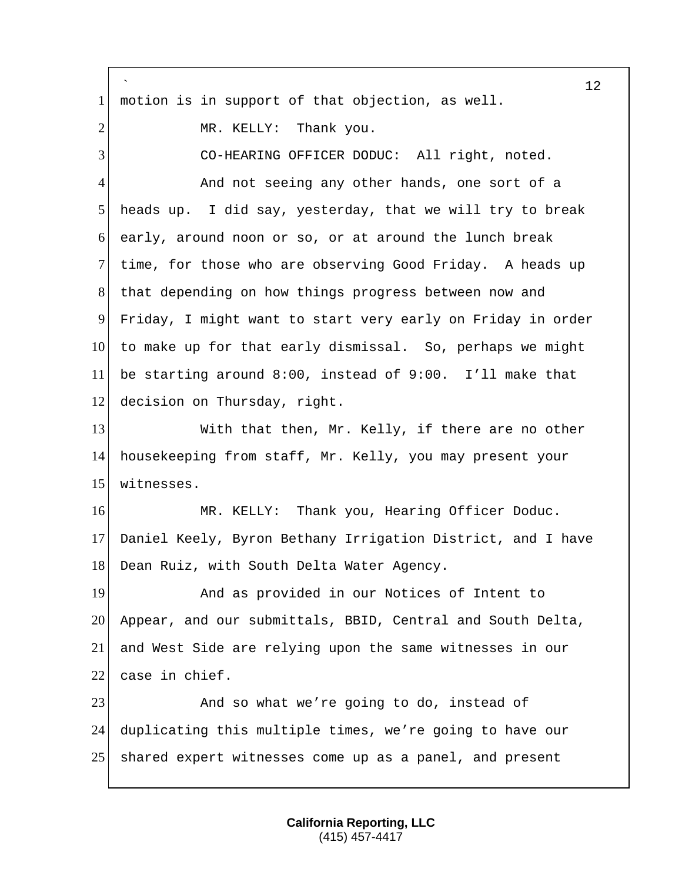motion is in support of that objection, as well.

MR. KELLY: Thank you.

CO-HEARING OFFICER DODUC: All right, noted.

And not seeing any other hands, one sort of a heads up. I did say, yesterday, that we will try to break early, around noon or so, or at around the lunch break time, for those who are observing Good Friday. A heads up that depending on how things progress between now and Friday, I might want to start very early on Friday in order to make up for that early dismissal. So, perhaps we might be starting around 8:00, instead of 9:00. I'll make that decision on Thursday, right.

With that then, Mr. Kelly, if there are no other housekeeping from staff, Mr. Kelly, you may present your witnesses.

MR. KELLY: Thank you, Hearing Officer Doduc. Daniel Keely, Byron Bethany Irrigation District, and I have Dean Ruiz, with South Delta Water Agency.

And as provided in our Notices of Intent to Appear, and our submittals, BBID, Central and South Delta, and West Side are relying upon the same witnesses in our case in chief.

And so what we're going to do, instead of duplicating this multiple times, we're going to have our shared expert witnesses come up as a panel, and present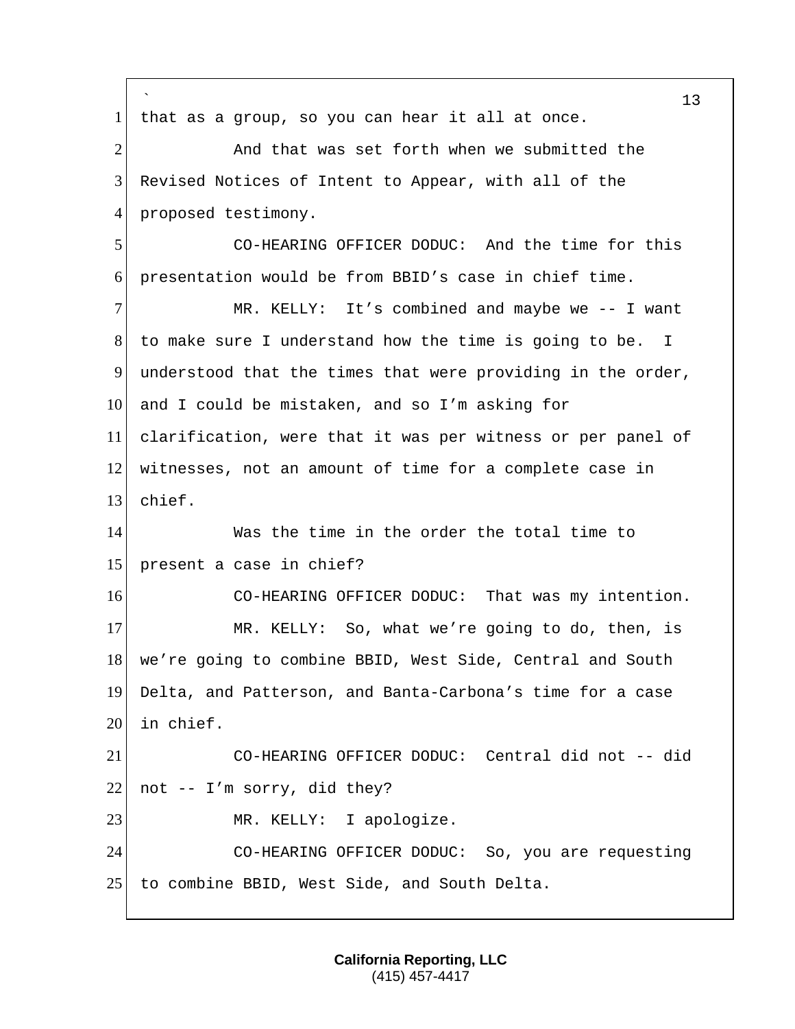that as a group, so you can hear it all at once.

And that was set forth when we submitted the Revised Notices of Intent to Appear, with all of the proposed testimony.

CO-HEARING OFFICER DODUC: And the time for this presentation would be from BBID's case in chief time.

MR. KELLY: It's combined and maybe we -- I want to make sure I understand how the time is going to be. I understood that the times that were providing in the order, and I could be mistaken, and so I'm asking for clarification, were that it was per witness or per panel of witnesses, not an amount of time for a complete case in chief.

Was the time in the order the total time to present a case in chief?

CO-HEARING OFFICER DODUC: That was my intention.

MR. KELLY: So, what we're going to do, then, is we're going to combine BBID, West Side, Central and South Delta, and Patterson, and Banta-Carbona's time for a case in chief.

CO-HEARING OFFICER DODUC: Central did not -- did not -- I'm sorry, did they?

MR. KELLY: I apologize.

CO-HEARING OFFICER DODUC: So, you are requesting to combine BBID, West Side, and South Delta.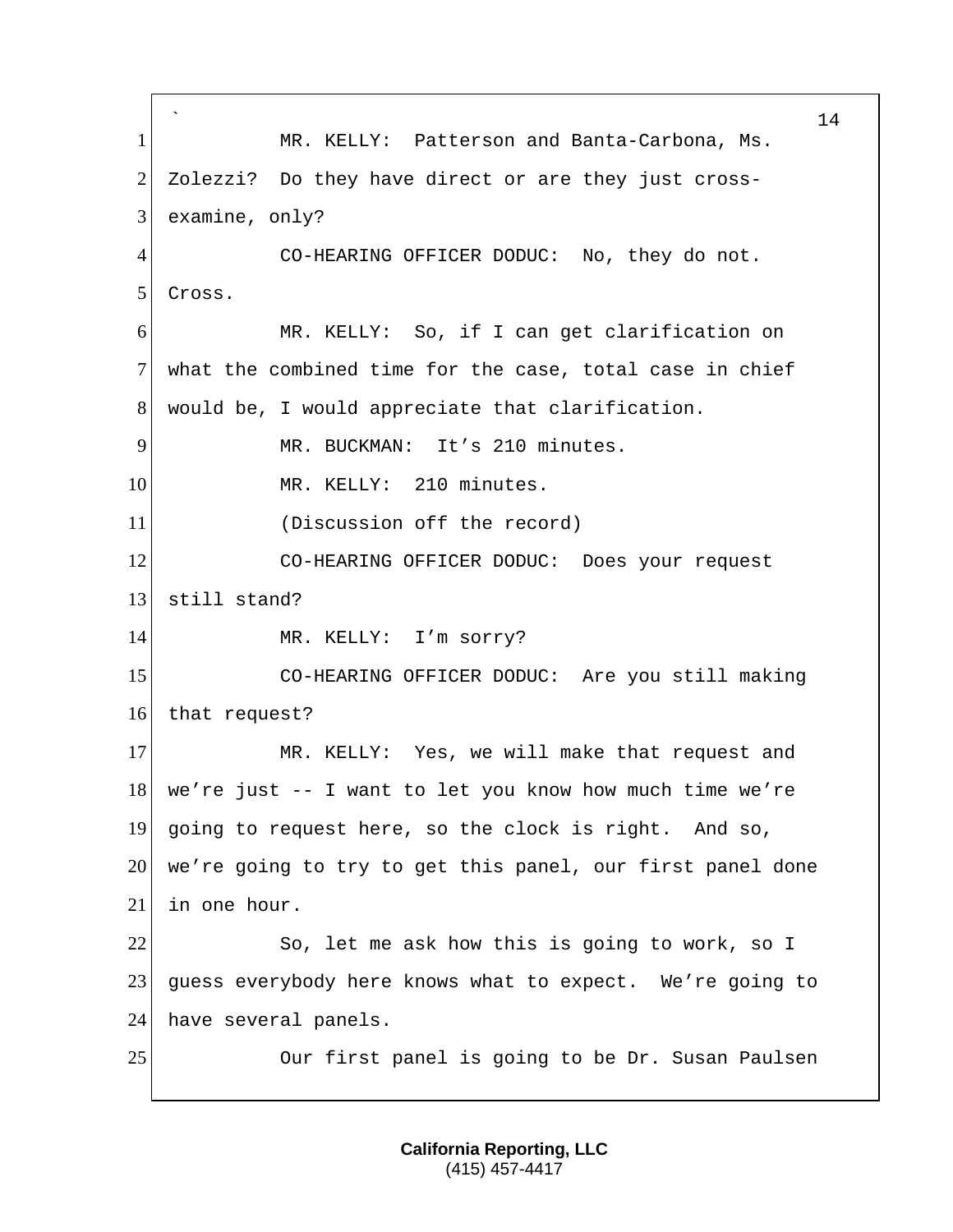MR. KELLY: Patterson and Banta-Carbona, Ms. Zolezzi? Do they have direct or are they just cross-examine, only?

CO-HEARING OFFICER DODUC: No, they do not. Cross.

MR. KELLY: So, if I can get clarification on what the combined time for the case, total case in chief would be, I would appreciate that clarification.

MR. BUCKMAN: It's 210 minutes.

MR. KELLY: 210 minutes.

(Discussion off the record)

CO-HEARING OFFICER DODUC: Does your request still stand?

MR. KELLY: I'm sorry?

CO-HEARING OFFICER DODUC: Are you still making that request?

MR. KELLY: Yes, we will make that request and we're just -- I want to let you know how much time we're going to request here, so the clock is right. And so, we're going to try to get this panel, our first panel done in one hour.

So, let me ask how this is going to work, so I guess everybody here knows what to expect. We're going to have several panels.

Our first panel is going to be Dr. Susan Paulsen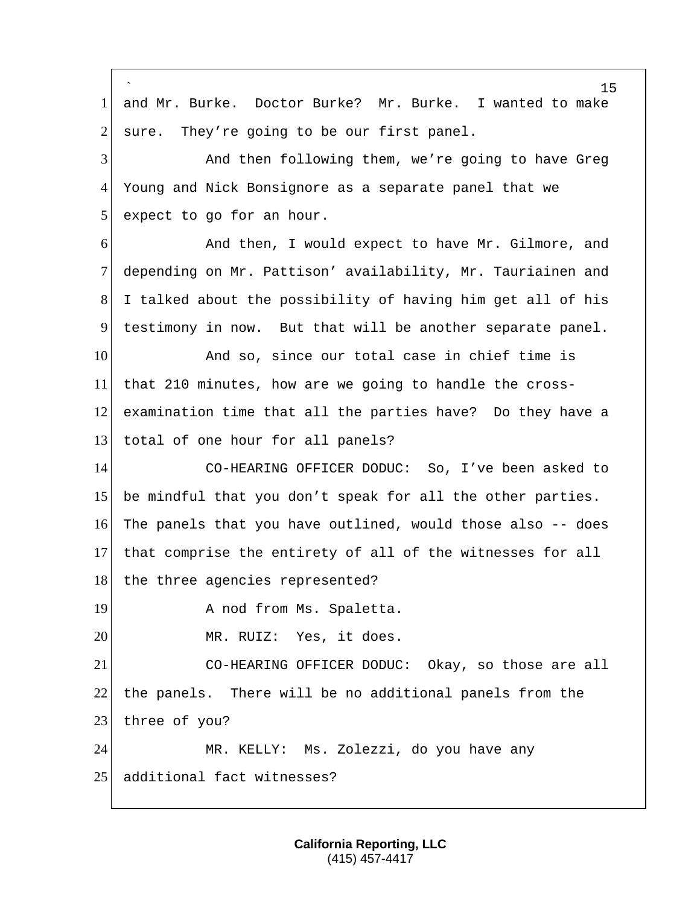and Mr. Burke. Doctor Burke? Mr. Burke. I wanted to make sure. They're going to be our first panel.

And then following them, we're going to have Greg Young and Nick Bonsignore as a separate panel that we expect to go for an hour.

And then, I would expect to have Mr. Gilmore, and depending on Mr. Pattison' availability, Mr. Tauriainen and I talked about the possibility of having him get all of his testimony in now. But that will be another separate panel.

And so, since our total case in chief time is that 210 minutes, how are we going to handle the cross-examination time that all the parties have? Do they have a total of one hour for all panels?

CO-HEARING OFFICER DODUC: So, I've been asked to be mindful that you don't speak for all the other parties. The panels that you have outlined, would those also -- does that comprise the entirety of all of the witnesses for all the three agencies represented?

A nod from Ms. Spaletta.

MR. RUIZ: Yes, it does.

CO-HEARING OFFICER DODUC: Okay, so those are all the panels. There will be no additional panels from the three of you?

MR. KELLY: Ms. Zolezzi, do you have any additional fact witnesses?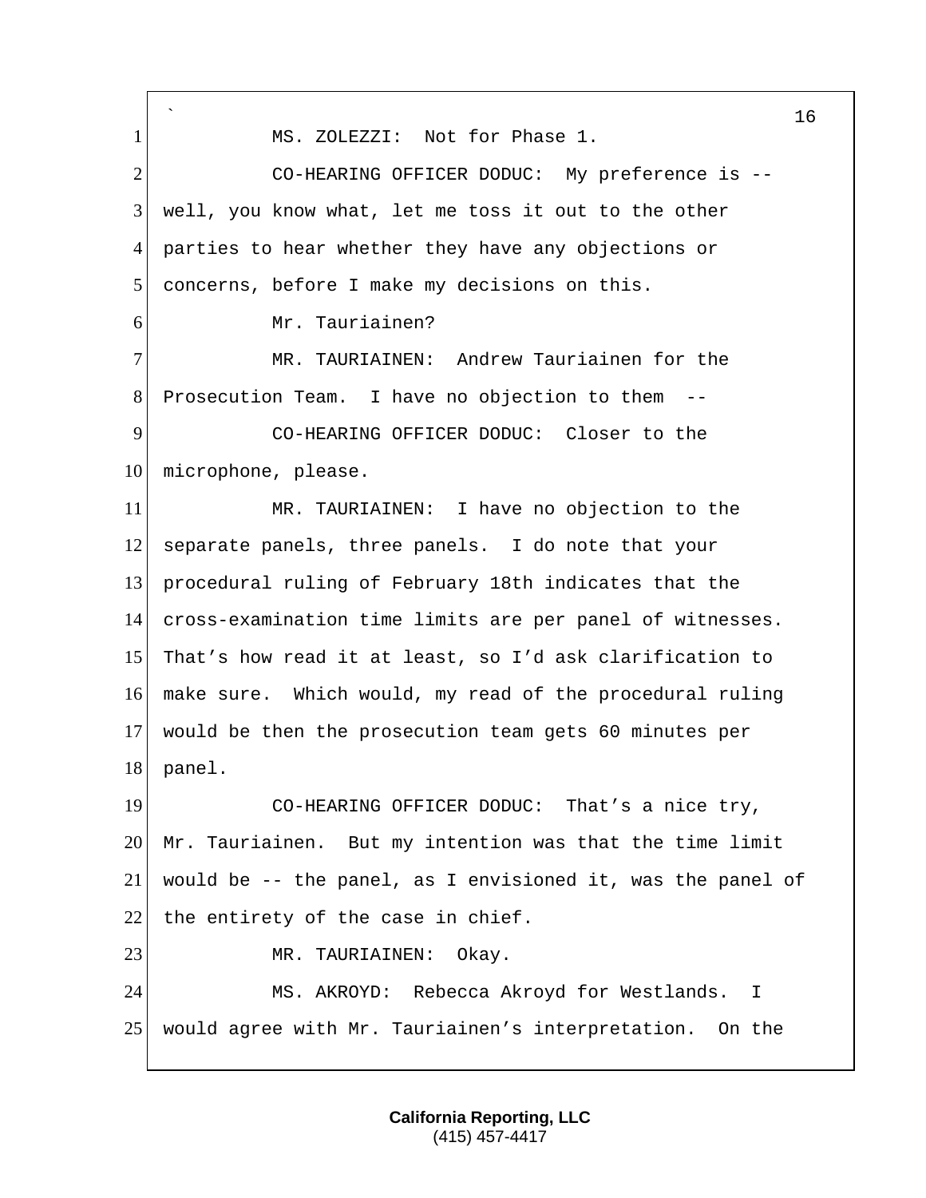MS. ZOLEZZI: Not for Phase 1.

CO-HEARING OFFICER DODUC: My preference is -- well, you know what, let me toss it out to the other parties to hear whether they have any objections or concerns, before I make my decisions on this.

Mr. Tauriainen?

MR. TAURIAINEN: Andrew Tauriainen for the Prosecution Team. I have no objection to them --

CO-HEARING OFFICER DODUC: Closer to the microphone, please.

MR. TAURIAINEN: I have no objection to the separate panels, three panels. I do note that your procedural ruling of February 18th indicates that the cross-examination time limits are per panel of witnesses. That's how read it at least, so I'd ask clarification to make sure. Which would, my read of the procedural ruling would be then the prosecution team gets 60 minutes per panel.

CO-HEARING OFFICER DODUC: That's a nice try, Mr. Tauriainen. But my intention was that the time limit would be -- the panel, as I envisioned it, was the panel of the entirety of the case in chief.

MR. TAURIAINEN: Okay.

MS. AKROYD: Rebecca Akroyd for Westlands. I would agree with Mr. Tauriainen's interpretation. On the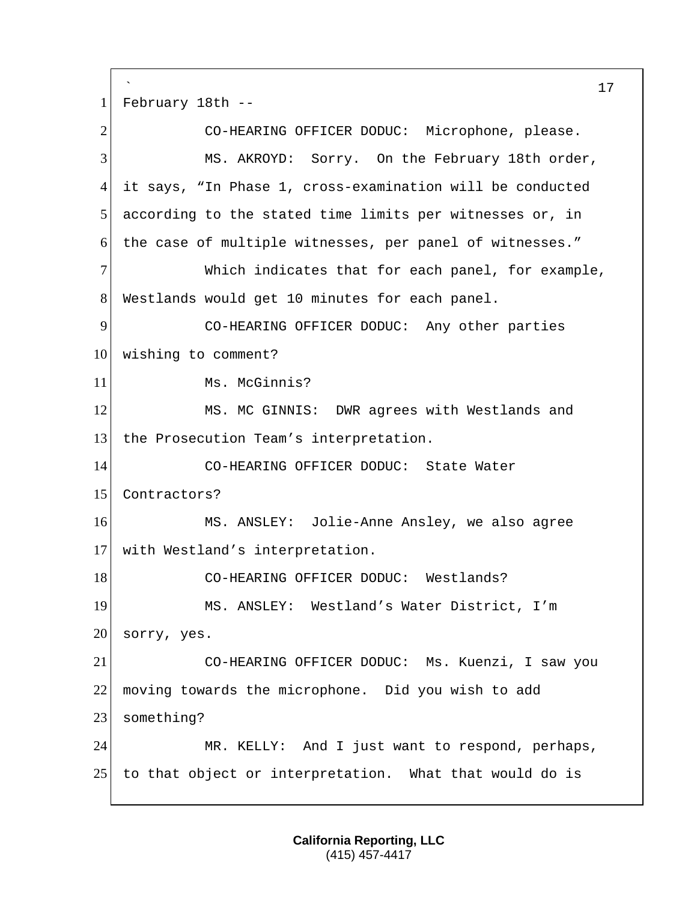February 18th --

CO-HEARING OFFICER DODUC: Microphone, please.

MS. AKROYD: Sorry. On the February 18th order, it says, "In Phase 1, cross-examination will be conducted according to the stated time limits per witnesses or, in the case of multiple witnesses, per panel of witnesses."

Which indicates that for each panel, for example, Westlands would get 10 minutes for each panel.

CO-HEARING OFFICER DODUC: Any other parties wishing to comment?

Ms. McGinnis?

MS. MC GINNIS: DWR agrees with Westlands and the Prosecution Team's interpretation.

CO-HEARING OFFICER DODUC: State Water Contractors?

MS. ANSLEY: Jolie-Anne Ansley, we also agree with Westland's interpretation.

CO-HEARING OFFICER DODUC: Westlands?

MS. ANSLEY: Westland's Water District, I'm sorry, yes.

CO-HEARING OFFICER DODUC: Ms. Kuenzi, I saw you moving towards the microphone. Did you wish to add something?

MR. KELLY: And I just want to respond, perhaps, to that object or interpretation. What that would do is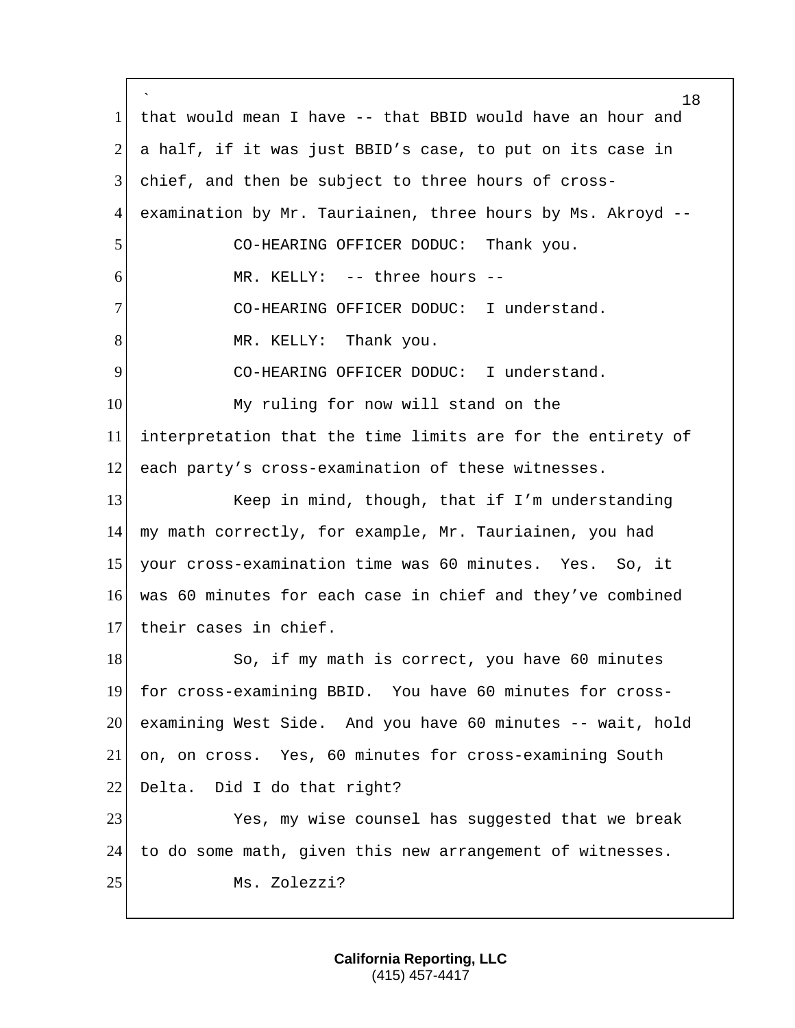that would mean I have -- that BBID would have an hour and a half, if it was just BBID's case, to put on its case in chief, and then be subject to three hours of cross-examination by Mr. Tauriainen, three hours by Ms. Akroyd --

CO-HEARING OFFICER DODUC: Thank you.

MR. KELLY: -- three hours --

CO-HEARING OFFICER DODUC: I understand.

MR. KELLY: Thank you.

CO-HEARING OFFICER DODUC: I understand.

My ruling for now will stand on the interpretation that the time limits are for the entirety of each party's cross-examination of these witnesses.

Keep in mind, though, that if I'm understanding my math correctly, for example, Mr. Tauriainen, you had your cross-examination time was 60 minutes. Yes. So, it was 60 minutes for each case in chief and they've combined their cases in chief.

So, if my math is correct, you have 60 minutes for cross-examining BBID. You have 60 minutes for cross-examining West Side. And you have 60 minutes -- wait, hold on, on cross. Yes, 60 minutes for cross-examining South Delta. Did I do that right?

Yes, my wise counsel has suggested that we break to do some math, given this new arrangement of witnesses.

Ms. Zolezzi?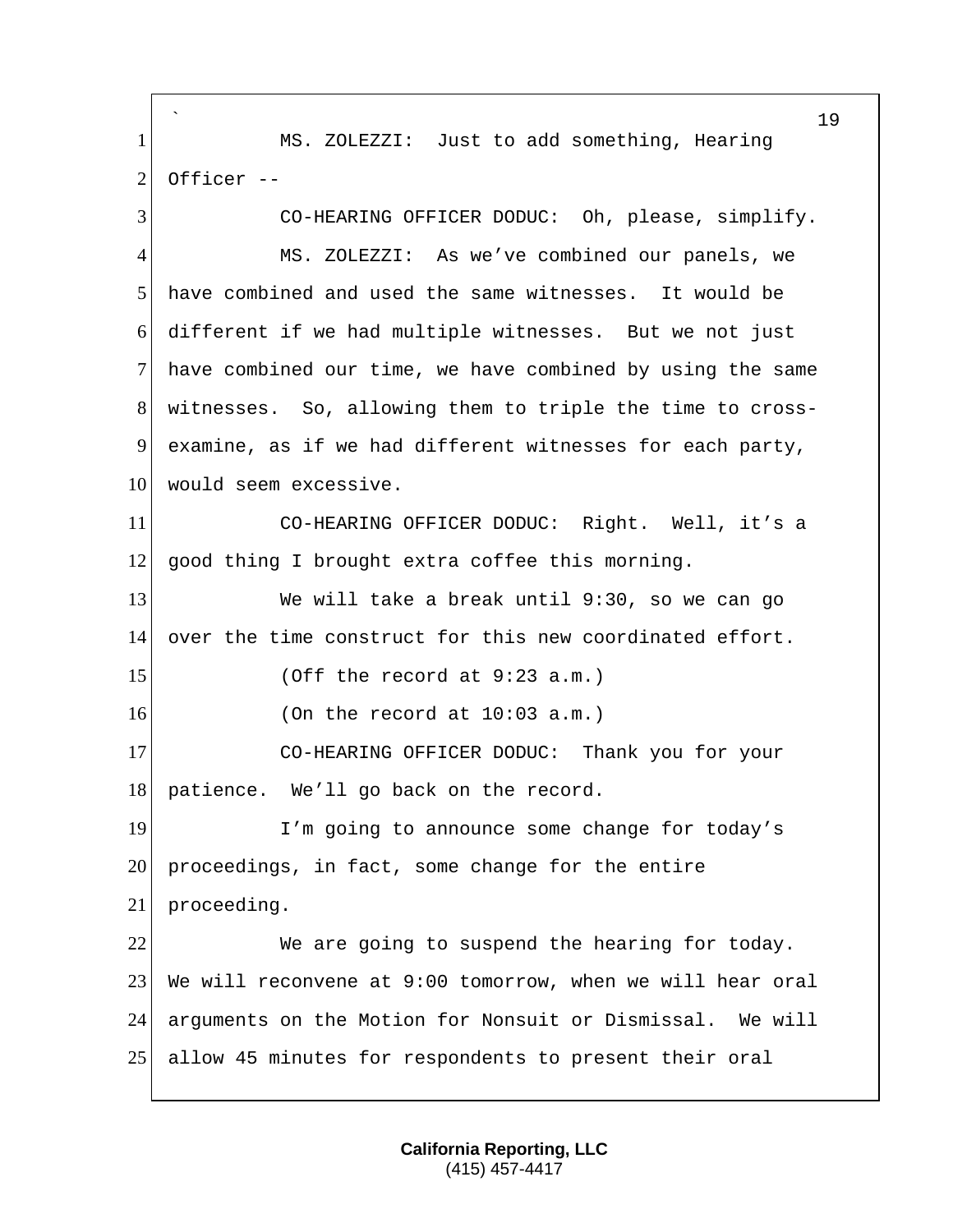MS. ZOLEZZI: Just to add something, Hearing Officer --

CO-HEARING OFFICER DODUC: Oh, please, simplify.

MS. ZOLEZZI: As we've combined our panels, we have combined and used the same witnesses. It would be different if we had multiple witnesses. But we not just have combined our time, we have combined by using the same witnesses. So, allowing them to triple the time to cross-examine, as if we had different witnesses for each party, would seem excessive.

CO-HEARING OFFICER DODUC: Right. Well, it's a good thing I brought extra coffee this morning.

We will take a break until 9:30, so we can go over the time construct for this new coordinated effort.

(Off the record at 9:23 a.m.)

(On the record at 10:03 a.m.)

CO-HEARING OFFICER DODUC: Thank you for your patience. We'll go back on the record.

I'm going to announce some change for today's proceedings, in fact, some change for the entire proceeding.

We are going to suspend the hearing for today. We will reconvene at 9:00 tomorrow, when we will hear oral arguments on the Motion for Nonsuit or Dismissal. We will allow 45 minutes for respondents to present their oral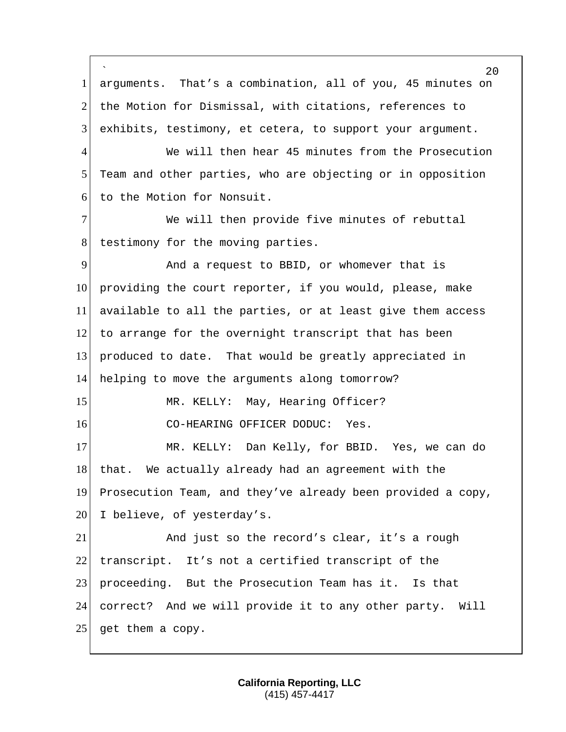arguments. That's a combination, all of you, 45 minutes on the Motion for Dismissal, with citations, references to exhibits, testimony, et cetera, to support your argument.

We will then hear 45 minutes from the Prosecution Team and other parties, who are objecting or in opposition to the Motion for Nonsuit.

We will then provide five minutes of rebuttal testimony for the moving parties.

And a request to BBID, or whomever that is providing the court reporter, if you would, please, make available to all the parties, or at least give them access to arrange for the overnight transcript that has been produced to date. That would be greatly appreciated in helping to move the arguments along tomorrow?

MR. KELLY: May, Hearing Officer?

CO-HEARING OFFICER DODUC: Yes.

MR. KELLY: Dan Kelly, for BBID. Yes, we can do that. We actually already had an agreement with the Prosecution Team, and they've already been provided a copy, I believe, of yesterday's.

And just so the record's clear, it's a rough transcript. It's not a certified transcript of the proceeding. But the Prosecution Team has it. Is that correct? And we will provide it to any other party. Will get them a copy.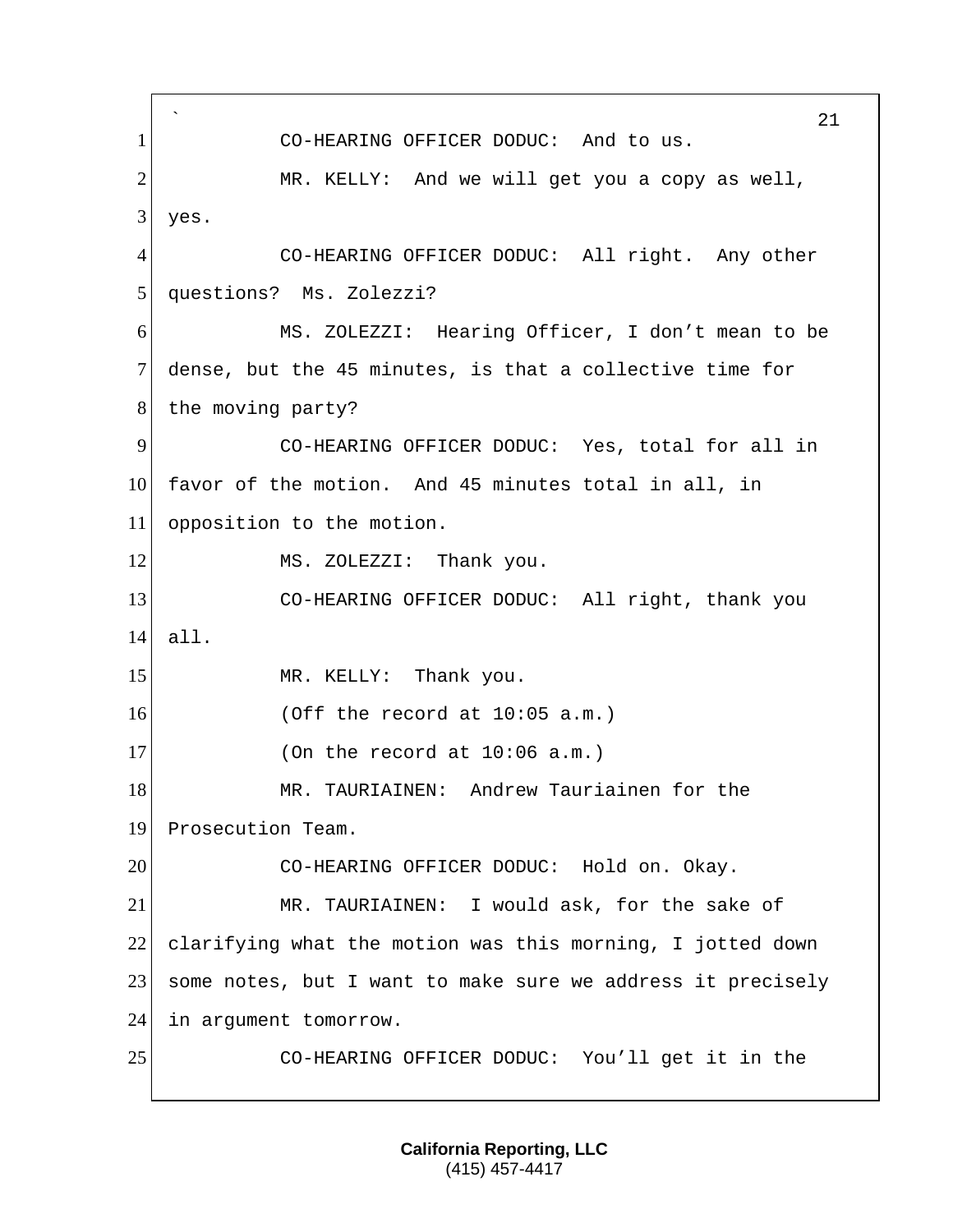CO-HEARING OFFICER DODUC: And to us.

MR. KELLY: And we will get you a copy as well, yes.

CO-HEARING OFFICER DODUC: All right. Any other questions? Ms. Zolezzi?

MS. ZOLEZZI: Hearing Officer, I don’t mean to be dense, but the 45 minutes, is that a collective time for the moving party?

CO-HEARING OFFICER DODUC: Yes, total for all in favor of the motion. And 45 minutes total in all, in opposition to the motion.

MS. ZOLEZZI: Thank you.

CO-HEARING OFFICER DODUC: All right, thank you all.

MR. KELLY: Thank you.

(Off the record at 10:05 a.m.)

(On the record at 10:06 a.m.)

MR. TAURIAINEN: Andrew Tauriainen for the Prosecution Team.

CO-HEARING OFFICER DODUC: Hold on. Okay.

MR. TAURIAINEN: I would ask, for the sake of clarifying what the motion was this morning, I jotted down some notes, but I want to make sure we address it precisely in argument tomorrow.

CO-HEARING OFFICER DODUC: You’ll get it in the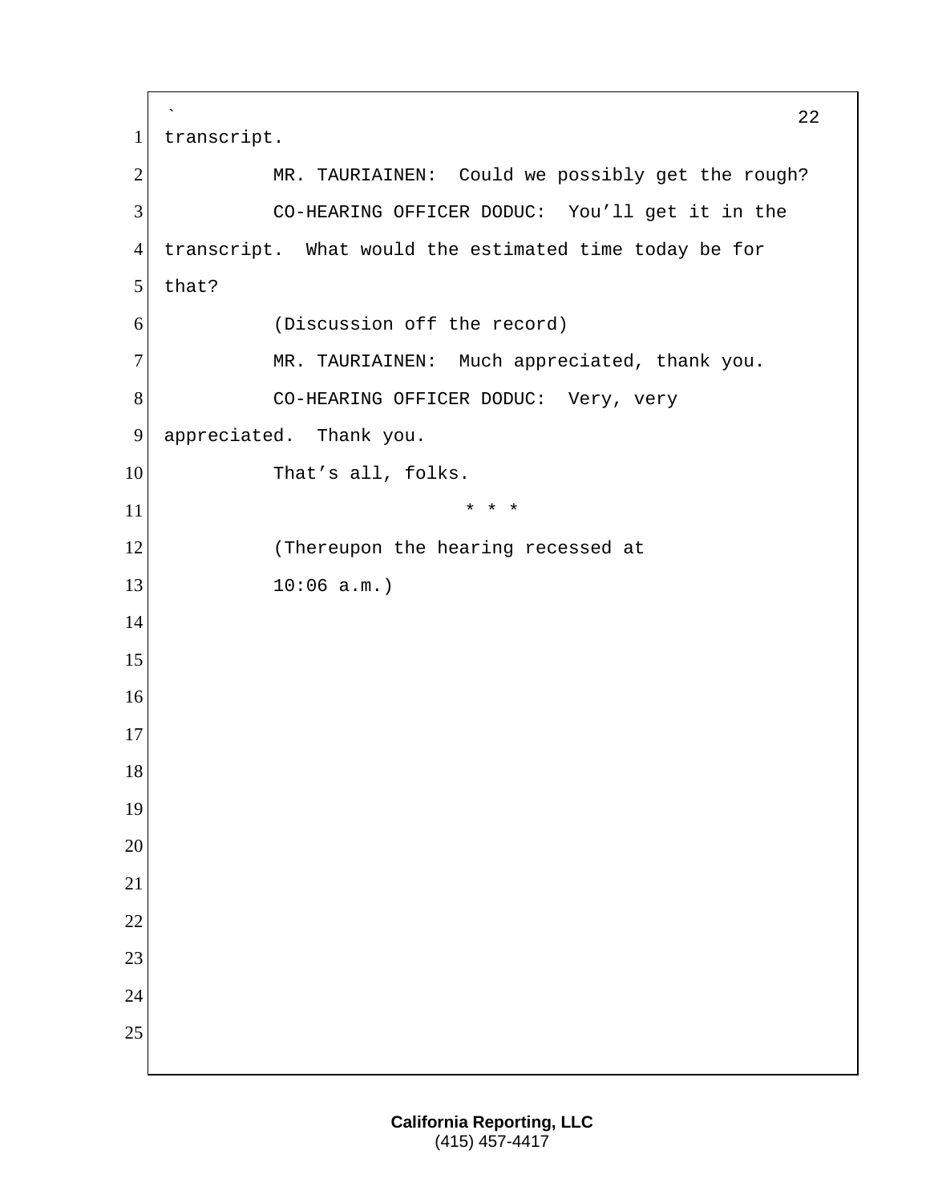transcript.

MR. TAURIAINEN: Could we possibly get the rough?

CO-HEARING OFFICER DODUC: You'll get it in the transcript. What would the estimated time today be for that?

(Discussion off the record)

MR. TAURIAINEN: Much appreciated, thank you.

CO-HEARING OFFICER DODUC: Very, very appreciated. Thank you.

That's all, folks.

* * *

(Thereupon the hearing recessed at 10:06 a.m.)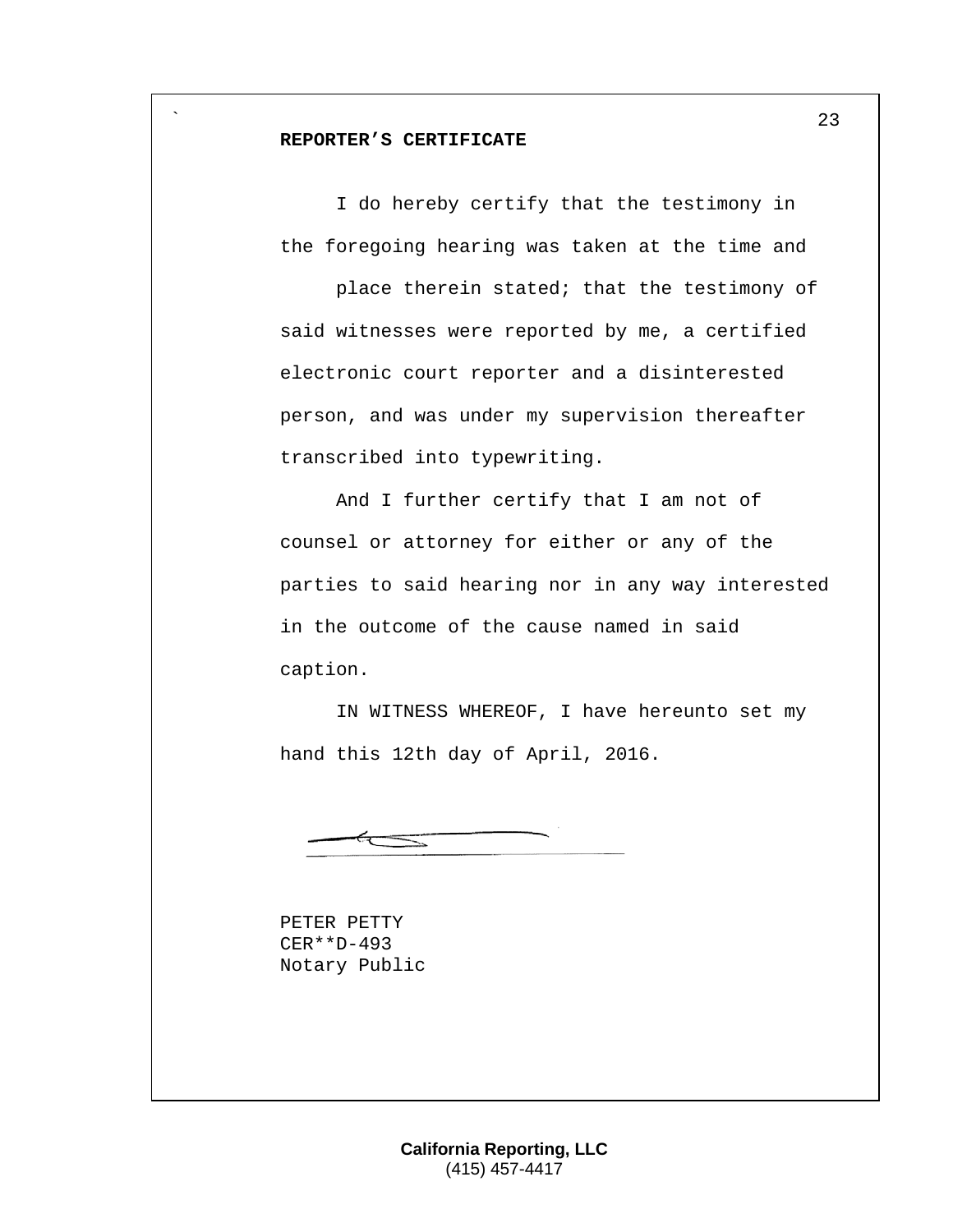**REPORTER'S CERTIFICATE**

I do hereby certify that the testimony in the foregoing hearing was taken at the time and place therein stated; that the testimony of said witnesses were reported by me, a certified electronic court reporter and a disinterested person, and was under my supervision thereafter transcribed into typewriting.

And I further certify that I am not of counsel or attorney for either or any of the parties to said hearing nor in any way interested in the outcome of the cause named in said caption.

IN WITNESS WHEREOF, I have hereunto set my hand this 12th day of April, 2016.

PETER PETTY
CER**D-493
Notary Public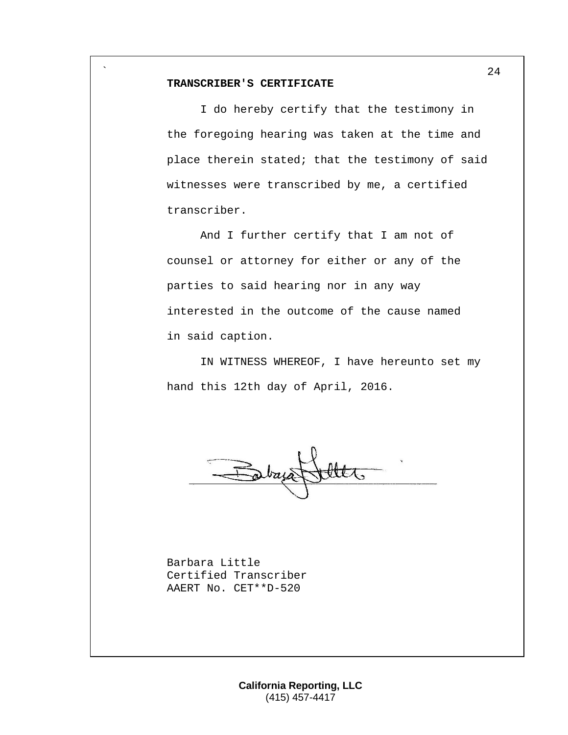**TRANSCRIBER'S CERTIFICATE**

I do hereby certify that the testimony in the foregoing hearing was taken at the time and place therein stated; that the testimony of said witnesses were transcribed by me, a certified transcriber.

And I further certify that I am not of counsel or attorney for either or any of the parties to said hearing nor in any way interested in the outcome of the cause named in said caption.

IN WITNESS WHEREOF, I have hereunto set my hand this 12th day of April, 2016.

Barbara Little
Certified Transcriber
AAERT No. CET**D-520